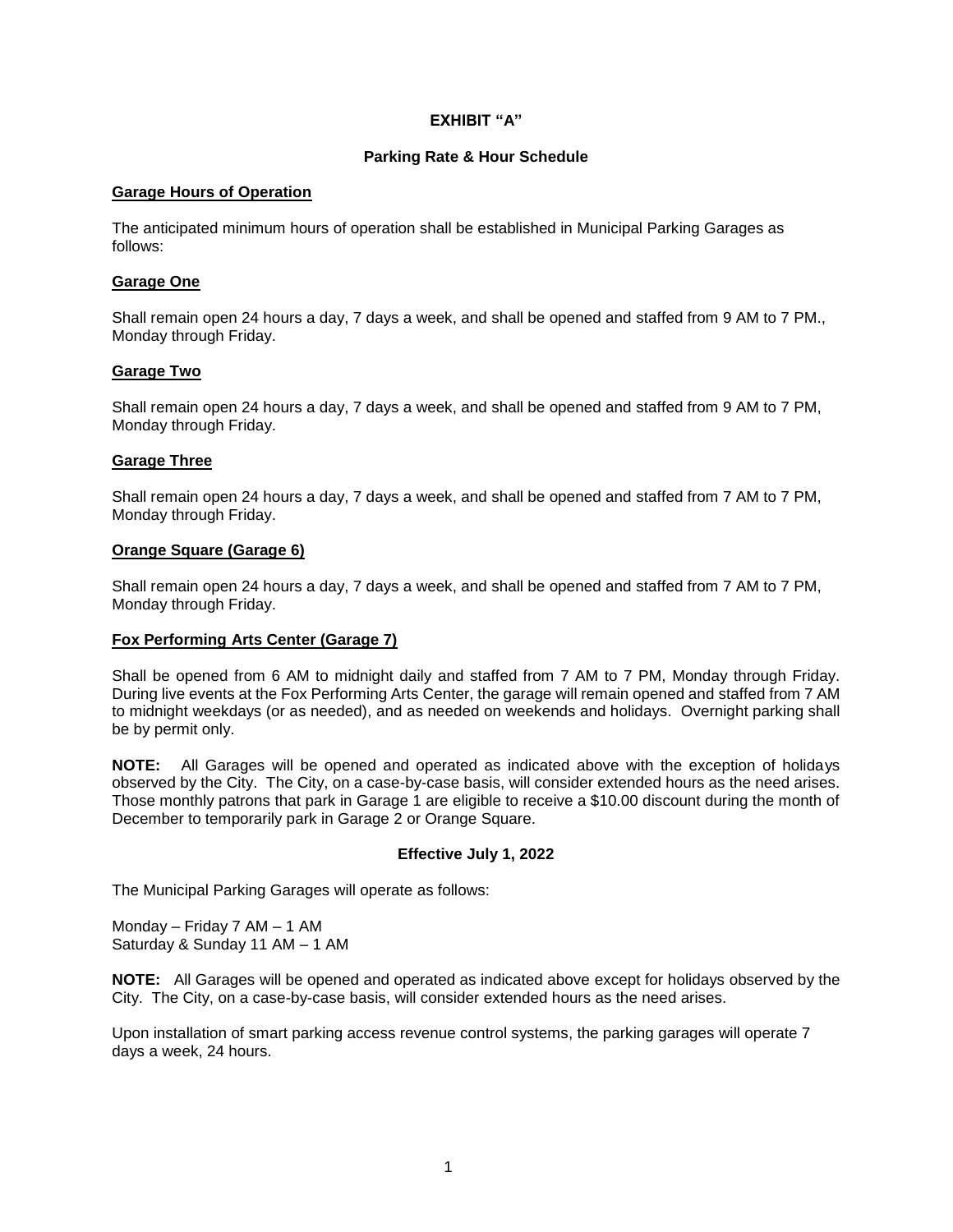# EXHIBIT "A"

## Parking Rate & Hour Schedule

**Garage Hours of Operation**

The anticipated minimum hours of operation shall be established in Municipal Parking Garages as follows:

**Garage One**

Shall remain open 24 hours a day, 7 days a week, and shall be opened and staffed from 9 AM to 7 PM., Monday through Friday.

**Garage Two**

Shall remain open 24 hours a day, 7 days a week, and shall be opened and staffed from 9 AM to 7 PM, Monday through Friday.

**Garage Three**

Shall remain open 24 hours a day, 7 days a week, and shall be opened and staffed from 7 AM to 7 PM, Monday through Friday.

**Orange Square (Garage 6)**

Shall remain open 24 hours a day, 7 days a week, and shall be opened and staffed from 7 AM to 7 PM, Monday through Friday.

**Fox Performing Arts Center (Garage 7)**

Shall be opened from 6 AM to midnight daily and staffed from 7 AM to 7 PM, Monday through Friday. During live events at the Fox Performing Arts Center, the garage will remain opened and staffed from 7 AM to midnight weekdays (or as needed), and as needed on weekends and holidays. Overnight parking shall be by permit only.

**NOTE:** All Garages will be opened and operated as indicated above with the exception of holidays observed by the City. The City, on a case-by-case basis, will consider extended hours as the need arises. Those monthly patrons that park in Garage 1 are eligible to receive a $10.00 discount during the month of December to temporarily park in Garage 2 or Orange Square.

**Effective July 1, 2022**

The Municipal Parking Garages will operate as follows:

Monday – Friday 7 AM – 1 AM
Saturday & Sunday 11 AM – 1 AM

**NOTE:** All Garages will be opened and operated as indicated above except for holidays observed by the City. The City, on a case-by-case basis, will consider extended hours as the need arises.

Upon installation of smart parking access revenue control systems, the parking garages will operate 7 days a week, 24 hours.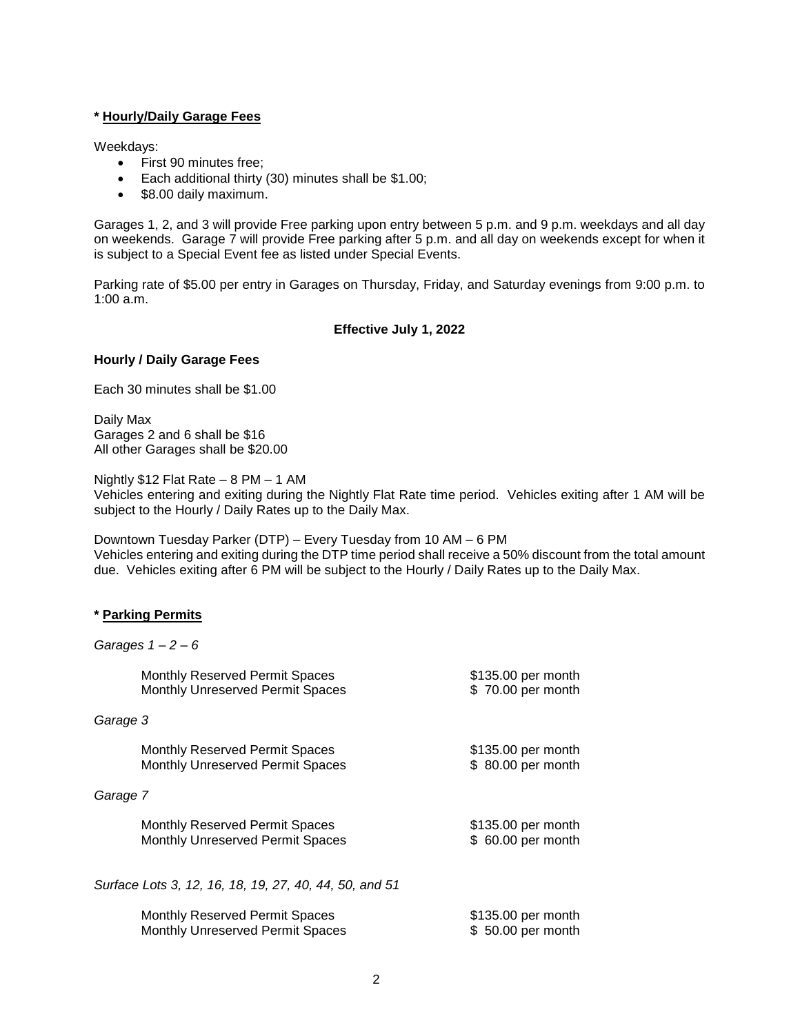**\* Hourly/Daily Garage Fees**

Weekdays:

- First 90 minutes free;
- Each additional thirty (30) minutes shall be $1.00;
- $8.00 daily maximum.

Garages 1, 2, and 3 will provide Free parking upon entry between 5 p.m. and 9 p.m. weekdays and all day on weekends. Garage 7 will provide Free parking after 5 p.m. and all day on weekends except for when it is subject to a Special Event fee as listed under Special Events.

Parking rate of $5.00 per entry in Garages on Thursday, Friday, and Saturday evenings from 9:00 p.m. to 1:00 a.m.

**Effective July 1, 2022**

**Hourly / Daily Garage Fees**

Each 30 minutes shall be $1.00

Daily Max
Garages 2 and 6 shall be $16
All other Garages shall be $20.00

Nightly $12 Flat Rate – 8 PM – 1 AM
Vehicles entering and exiting during the Nightly Flat Rate time period. Vehicles exiting after 1 AM will be subject to the Hourly / Daily Rates up to the Daily Max.

Downtown Tuesday Parker (DTP) – Every Tuesday from 10 AM – 6 PM
Vehicles entering and exiting during the DTP time period shall receive a 50% discount from the total amount due. Vehicles exiting after 6 PM will be subject to the Hourly / Daily Rates up to the Daily Max.

**\* Parking Permits**

*Garages 1 – 2 – 6*

| | |
|---|---|
| Monthly Reserved Permit Spaces | $135.00 per month |
| Monthly Unreserved Permit Spaces | $ 70.00 per month |

*Garage 3*

| | |
|---|---|
| Monthly Reserved Permit Spaces | $135.00 per month |
| Monthly Unreserved Permit Spaces | $ 80.00 per month |

*Garage 7*

| | |
|---|---|
| Monthly Reserved Permit Spaces | $135.00 per month |
| Monthly Unreserved Permit Spaces | $ 60.00 per month |

*Surface Lots 3, 12, 16, 18, 19, 27, 40, 44, 50, and 51*

| | |
|---|---|
| Monthly Reserved Permit Spaces | $135.00 per month |
| Monthly Unreserved Permit Spaces | $ 50.00 per month |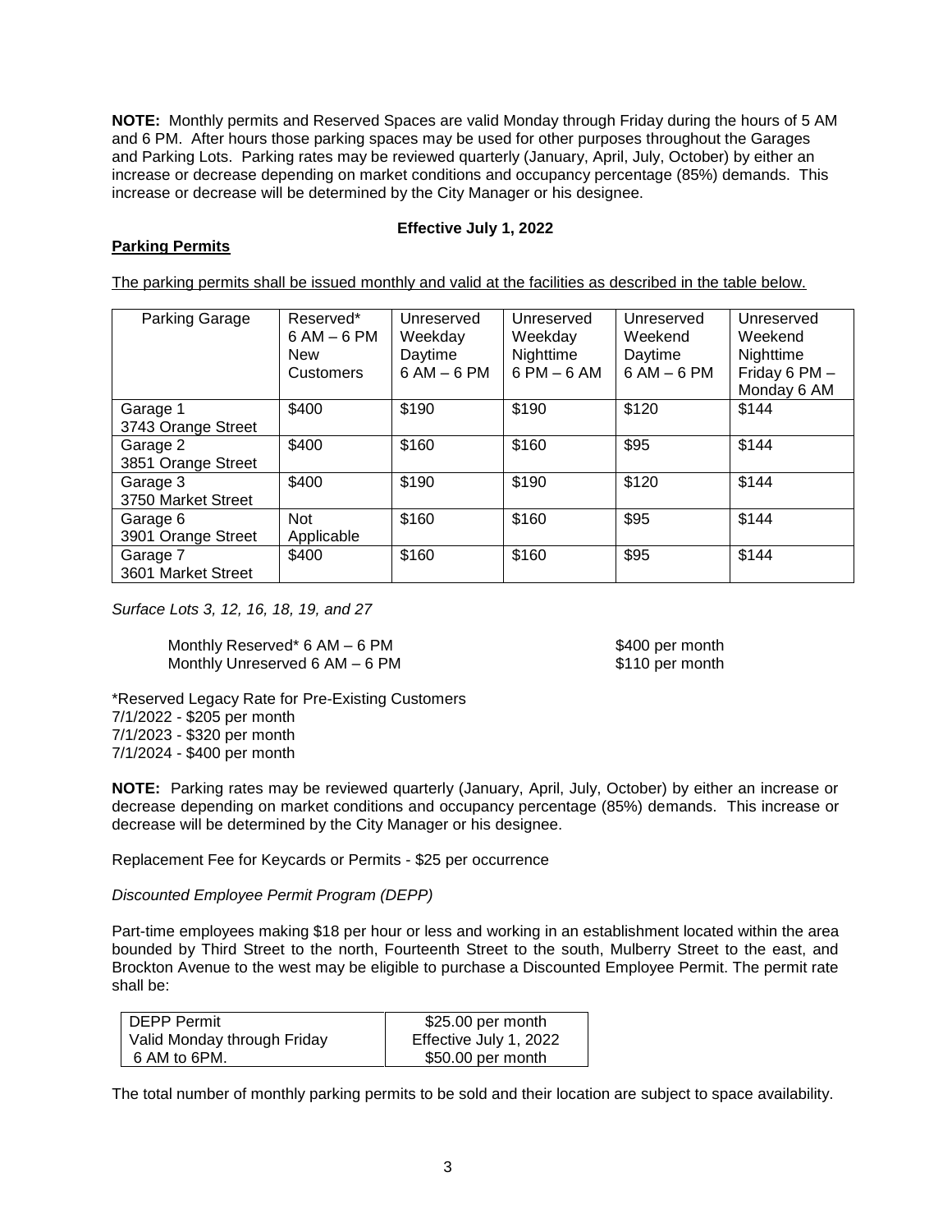**NOTE:** Monthly permits and Reserved Spaces are valid Monday through Friday during the hours of 5 AM and 6 PM. After hours those parking spaces may be used for other purposes throughout the Garages and Parking Lots. Parking rates may be reviewed quarterly (January, April, July, October) by either an increase or decrease depending on market conditions and occupancy percentage (85%) demands. This increase or decrease will be determined by the City Manager or his designee.

**Effective July 1, 2022**

**Parking Permits**

The parking permits shall be issued monthly and valid at the facilities as described in the table below.

| Parking Garage | Reserved* 6 AM – 6 PM New Customers | Unreserved Weekday Daytime 6 AM – 6 PM | Unreserved Weekday Nighttime 6 PM – 6 AM | Unreserved Weekend Daytime 6 AM – 6 PM | Unreserved Weekend Nighttime Friday 6 PM – Monday 6 AM |
|---|---|---|---|---|---|
| Garage 1 3743 Orange Street | $400 | $190 | $190 | $120 | $144 |
| Garage 2 3851 Orange Street | $400 | $160 | $160 | $95 | $144 |
| Garage 3 3750 Market Street | $400 | $190 | $190 | $120 | $144 |
| Garage 6 3901 Orange Street | Not Applicable | $160 | $160 | $95 | $144 |
| Garage 7 3601 Market Street | $400 | $160 | $160 | $95 | $144 |

*Surface Lots 3, 12, 16, 18, 19, and 27*

Monthly Reserved* 6 AM – 6 PM — $400 per month
Monthly Unreserved 6 AM – 6 PM — $110 per month

*Reserved Legacy Rate for Pre-Existing Customers
7/1/2022 - $205 per month
7/1/2023 - $320 per month
7/1/2024 - $400 per month

**NOTE:** Parking rates may be reviewed quarterly (January, April, July, October) by either an increase or decrease depending on market conditions and occupancy percentage (85%) demands. This increase or decrease will be determined by the City Manager or his designee.

Replacement Fee for Keycards or Permits - $25 per occurrence

*Discounted Employee Permit Program (DEPP)*

Part-time employees making $18 per hour or less and working in an establishment located within the area bounded by Third Street to the north, Fourteenth Street to the south, Mulberry Street to the east, and Brockton Avenue to the west may be eligible to purchase a Discounted Employee Permit. The permit rate shall be:

| DEPP Permit Valid Monday through Friday 6 AM to 6PM. | $25.00 per month Effective July 1, 2022 $50.00 per month |
|---|---|

The total number of monthly parking permits to be sold and their location are subject to space availability.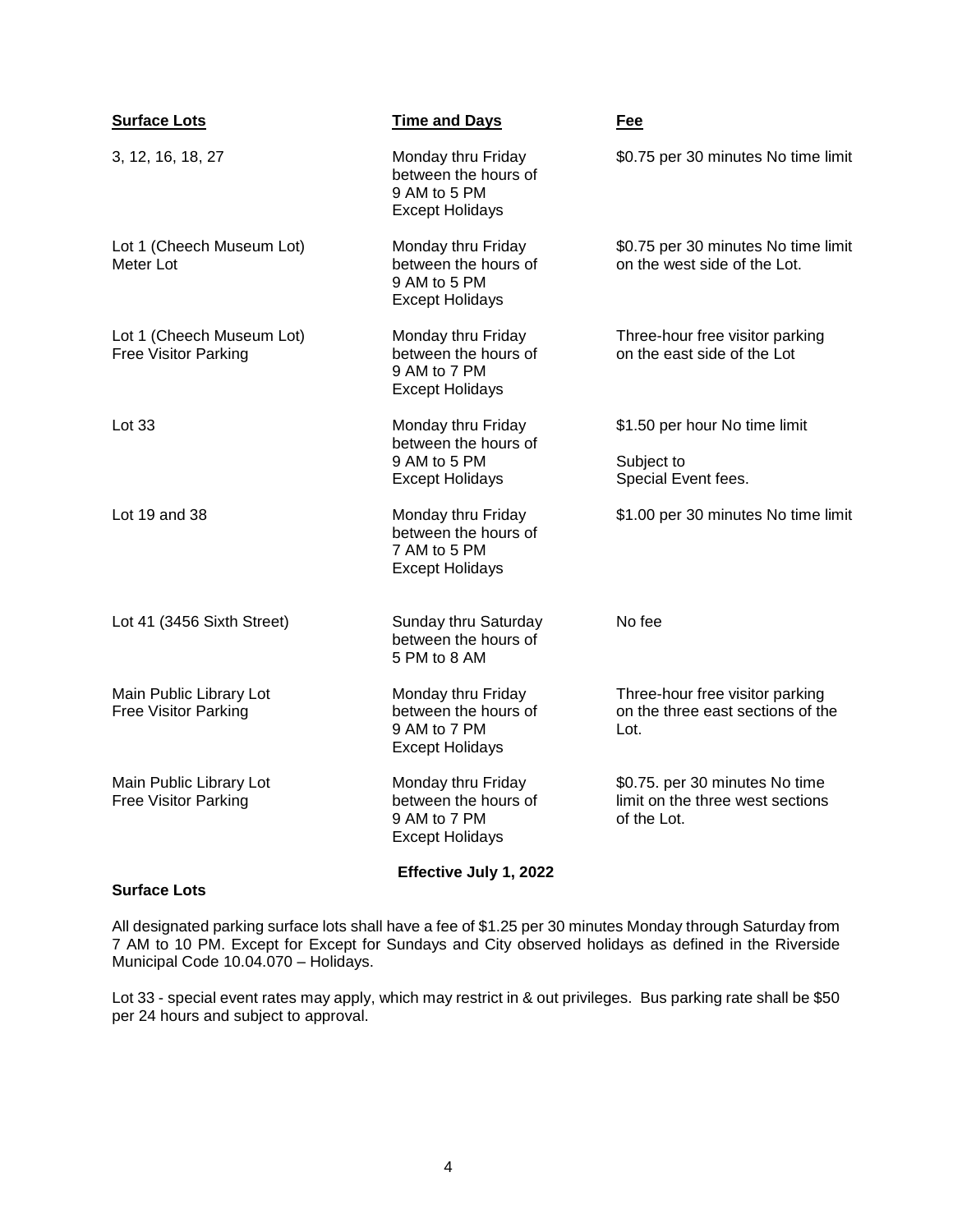| Surface Lots | Time and Days | Fee |
|---|---|---|
| 3, 12, 16, 18, 27 | Monday thru Friday between the hours of 9 AM to 5 PM Except Holidays | $0.75 per 30 minutes No time limit |
| Lot 1 (Cheech Museum Lot) Meter Lot | Monday thru Friday between the hours of 9 AM to 5 PM Except Holidays | $0.75 per 30 minutes No time limit on the west side of the Lot. |
| Lot 1 (Cheech Museum Lot) Free Visitor Parking | Monday thru Friday between the hours of 9 AM to 7 PM Except Holidays | Three-hour free visitor parking on the east side of the Lot |
| Lot 33 | Monday thru Friday between the hours of 9 AM to 5 PM Except Holidays | $1.50 per hour No time limit<br><br>Subject to Special Event fees. |
| Lot 19 and 38 | Monday thru Friday between the hours of 7 AM to 5 PM Except Holidays | $1.00 per 30 minutes No time limit |
| Lot 41 (3456 Sixth Street) | Sunday thru Saturday between the hours of 5 PM to 8 AM | No fee |
| Main Public Library Lot Free Visitor Parking | Monday thru Friday between the hours of 9 AM to 7 PM Except Holidays | Three-hour free visitor parking on the three east sections of the Lot. |
| Main Public Library Lot Free Visitor Parking | Monday thru Friday between the hours of 9 AM to 7 PM Except Holidays | $0.75. per 30 minutes No time limit on the three west sections of the Lot. |

**Effective July 1, 2022**

**Surface Lots**

All designated parking surface lots shall have a fee of $1.25 per 30 minutes Monday through Saturday from 7 AM to 10 PM. Except for Except for Sundays and City observed holidays as defined in the Riverside Municipal Code 10.04.070 – Holidays.

Lot 33 - special event rates may apply, which may restrict in & out privileges. Bus parking rate shall be $50 per 24 hours and subject to approval.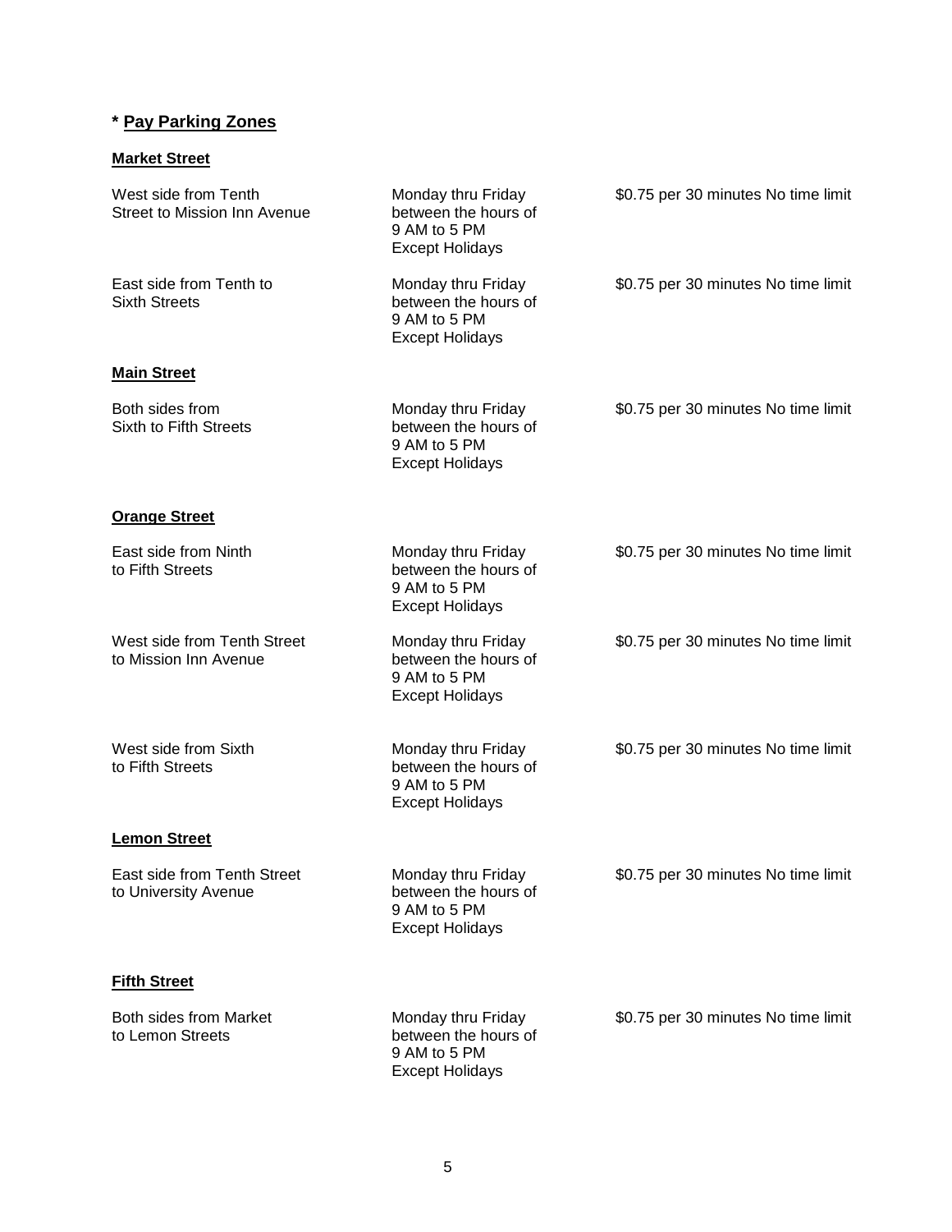## * Pay Parking Zones

### Market Street

| Location | Days/Hours | Rate |
|---|---|---|
| West side from Tenth Street to Mission Inn Avenue | Monday thru Friday between the hours of 9 AM to 5 PM Except Holidays | $0.75 per 30 minutes No time limit |
| East side from Tenth to Sixth Streets | Monday thru Friday between the hours of 9 AM to 5 PM Except Holidays | $0.75 per 30 minutes No time limit |

### Main Street

| Location | Days/Hours | Rate |
|---|---|---|
| Both sides from Sixth to Fifth Streets | Monday thru Friday between the hours of 9 AM to 5 PM Except Holidays | $0.75 per 30 minutes No time limit |

### Orange Street

| Location | Days/Hours | Rate |
|---|---|---|
| East side from Ninth to Fifth Streets | Monday thru Friday between the hours of 9 AM to 5 PM Except Holidays | $0.75 per 30 minutes No time limit |
| West side from Tenth Street to Mission Inn Avenue | Monday thru Friday between the hours of 9 AM to 5 PM Except Holidays | $0.75 per 30 minutes No time limit |
| West side from Sixth to Fifth Streets | Monday thru Friday between the hours of 9 AM to 5 PM Except Holidays | $0.75 per 30 minutes No time limit |

### Lemon Street

| Location | Days/Hours | Rate |
|---|---|---|
| East side from Tenth Street to University Avenue | Monday thru Friday between the hours of 9 AM to 5 PM Except Holidays | $0.75 per 30 minutes No time limit |

### Fifth Street

| Location | Days/Hours | Rate |
|---|---|---|
| Both sides from Market to Lemon Streets | Monday thru Friday between the hours of 9 AM to 5 PM Except Holidays | $0.75 per 30 minutes No time limit |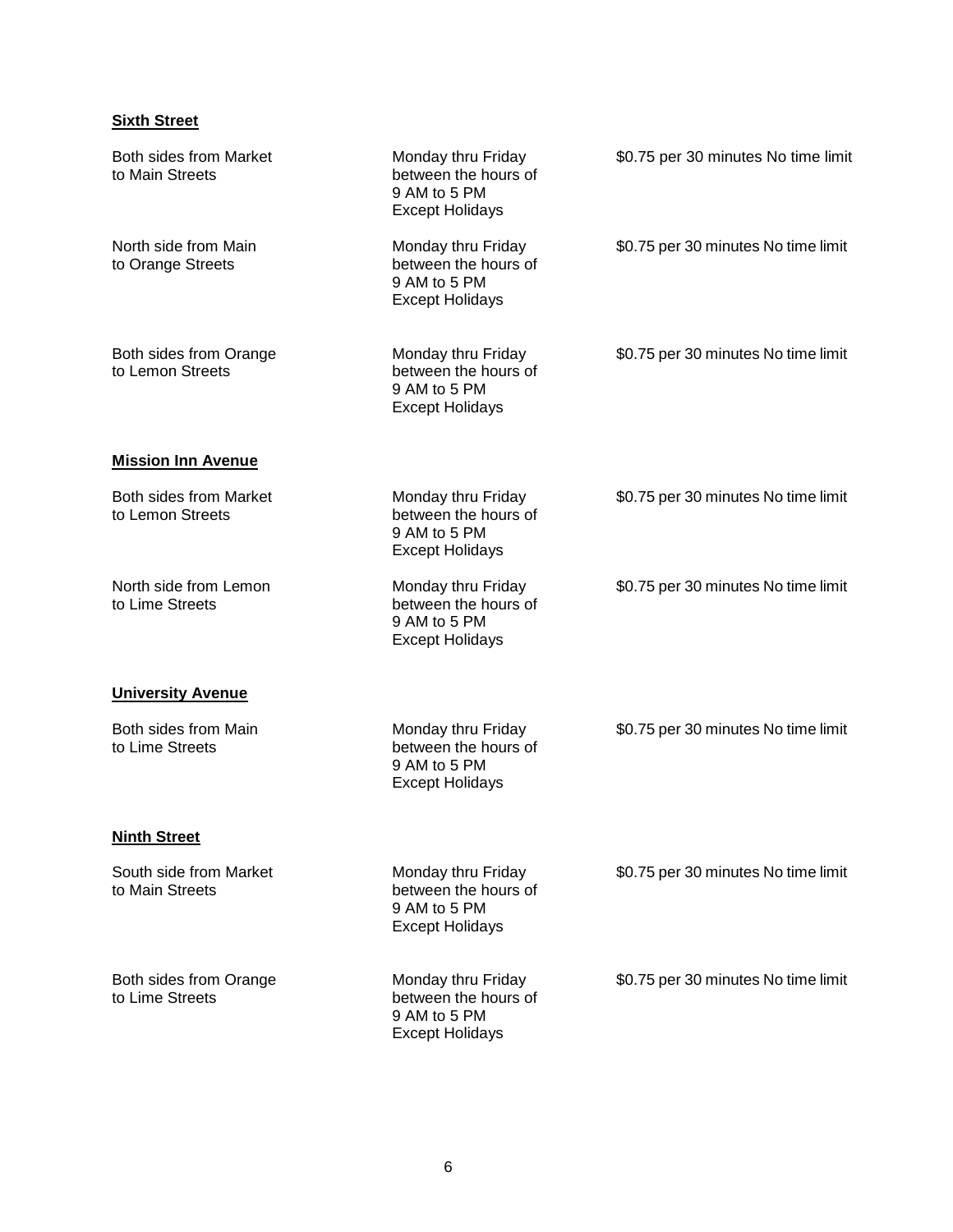**Sixth Street**

| | | |
|---|---|---|
| Both sides from Market to Main Streets | Monday thru Friday between the hours of 9 AM to 5 PM Except Holidays | $0.75 per 30 minutes No time limit |
| North side from Main to Orange Streets | Monday thru Friday between the hours of 9 AM to 5 PM Except Holidays | $0.75 per 30 minutes No time limit |
| Both sides from Orange to Lemon Streets | Monday thru Friday between the hours of 9 AM to 5 PM Except Holidays | $0.75 per 30 minutes No time limit |

**Mission Inn Avenue**

| | | |
|---|---|---|
| Both sides from Market to Lemon Streets | Monday thru Friday between the hours of 9 AM to 5 PM Except Holidays | $0.75 per 30 minutes No time limit |
| North side from Lemon to Lime Streets | Monday thru Friday between the hours of 9 AM to 5 PM Except Holidays | $0.75 per 30 minutes No time limit |

**University Avenue**

| | | |
|---|---|---|
| Both sides from Main to Lime Streets | Monday thru Friday between the hours of 9 AM to 5 PM Except Holidays | $0.75 per 30 minutes No time limit |

**Ninth Street**

| | | |
|---|---|---|
| South side from Market to Main Streets | Monday thru Friday between the hours of 9 AM to 5 PM Except Holidays | $0.75 per 30 minutes No time limit |
| Both sides from Orange to Lime Streets | Monday thru Friday between the hours of 9 AM to 5 PM Except Holidays | $0.75 per 30 minutes No time limit |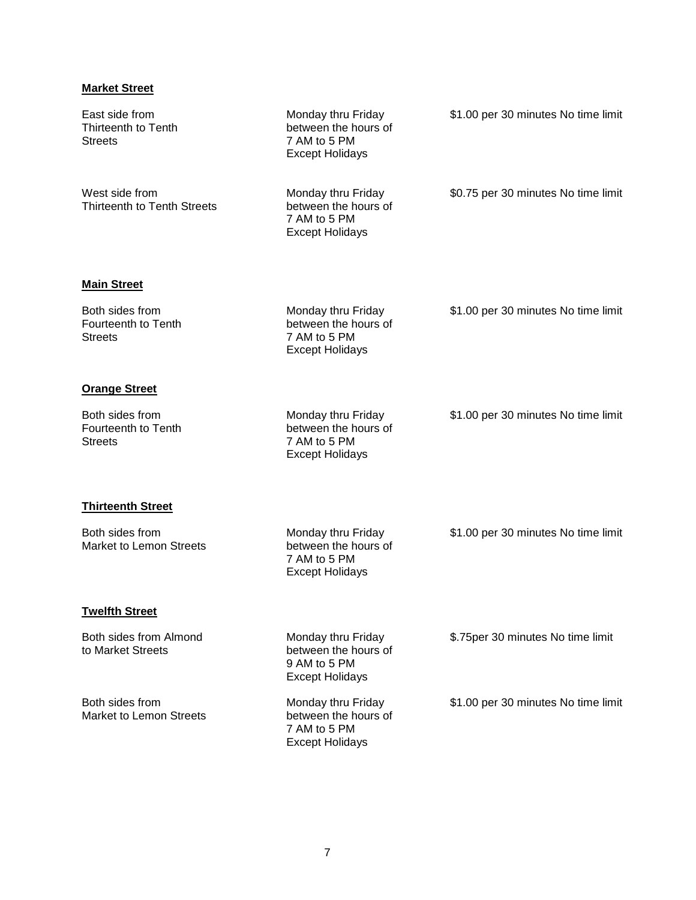**Market Street**

| | | |
|---|---|---|
| East side from Thirteenth to Tenth Streets | Monday thru Friday between the hours of 7 AM to 5 PM Except Holidays | $1.00 per 30 minutes No time limit |
| West side from Thirteenth to Tenth Streets | Monday thru Friday between the hours of 7 AM to 5 PM Except Holidays | $0.75 per 30 minutes No time limit |

**Main Street**

| | | |
|---|---|---|
| Both sides from Fourteenth to Tenth Streets | Monday thru Friday between the hours of 7 AM to 5 PM Except Holidays | $1.00 per 30 minutes No time limit |

**Orange Street**

| | | |
|---|---|---|
| Both sides from Fourteenth to Tenth Streets | Monday thru Friday between the hours of 7 AM to 5 PM Except Holidays | $1.00 per 30 minutes No time limit |

**Thirteenth Street**

| | | |
|---|---|---|
| Both sides from Market to Lemon Streets | Monday thru Friday between the hours of 7 AM to 5 PM Except Holidays | $1.00 per 30 minutes No time limit |

**Twelfth Street**

| | | |
|---|---|---|
| Both sides from Almond to Market Streets | Monday thru Friday between the hours of 9 AM to 5 PM Except Holidays | $.75per 30 minutes No time limit |
| Both sides from Market to Lemon Streets | Monday thru Friday between the hours of 7 AM to 5 PM Except Holidays | $1.00 per 30 minutes No time limit |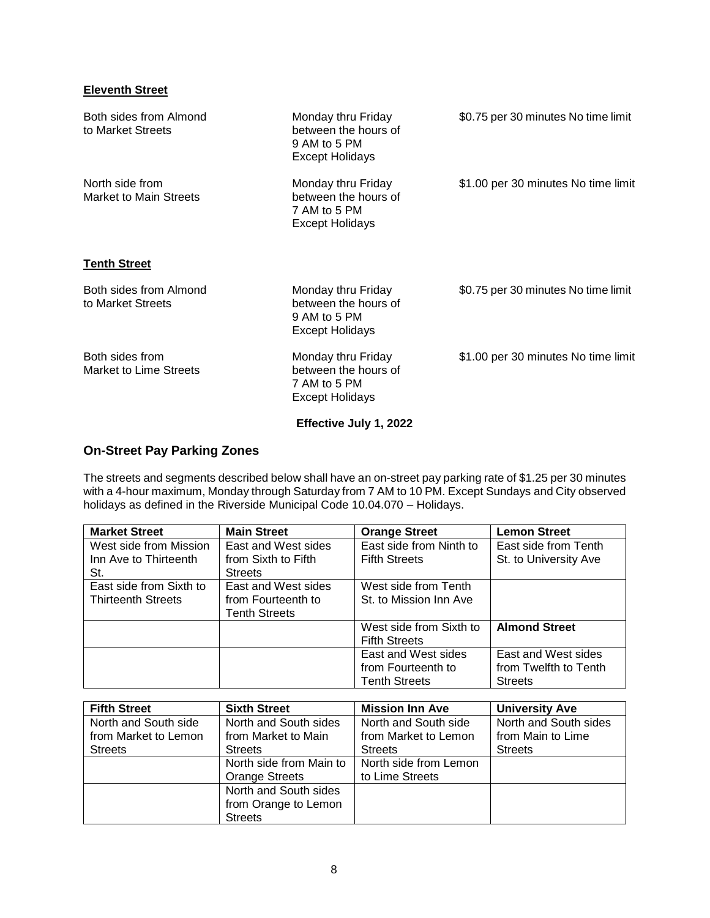**Eleventh Street**

| | | |
|---|---|---|
| Both sides from Almond to Market Streets | Monday thru Friday between the hours of 9 AM to 5 PM Except Holidays | $0.75 per 30 minutes No time limit |
| North side from Market to Main Streets | Monday thru Friday between the hours of 7 AM to 5 PM Except Holidays | $1.00 per 30 minutes No time limit |

**Tenth Street**

| | | |
|---|---|---|
| Both sides from Almond to Market Streets | Monday thru Friday between the hours of 9 AM to 5 PM Except Holidays | $0.75 per 30 minutes No time limit |
| Both sides from Market to Lime Streets | Monday thru Friday between the hours of 7 AM to 5 PM Except Holidays | $1.00 per 30 minutes No time limit |

**Effective July 1, 2022**

## On-Street Pay Parking Zones

The streets and segments described below shall have an on-street pay parking rate of $1.25 per 30 minutes with a 4-hour maximum, Monday through Saturday from 7 AM to 10 PM. Except Sundays and City observed holidays as defined in the Riverside Municipal Code 10.04.070 – Holidays.

| Market Street | Main Street | Orange Street | Lemon Street |
|---|---|---|---|
| West side from Mission Inn Ave to Thirteenth St. | East and West sides from Sixth to Fifth Streets | East side from Ninth to Fifth Streets | East side from Tenth St. to University Ave |
| East side from Sixth to Thirteenth Streets | East and West sides from Fourteenth to Tenth Streets | West side from Tenth St. to Mission Inn Ave | |
| | | West side from Sixth to Fifth Streets | **Almond Street** |
| | | East and West sides from Fourteenth to Tenth Streets | East and West sides from Twelfth to Tenth Streets |

| Fifth Street | Sixth Street | Mission Inn Ave | University Ave |
|---|---|---|---|
| North and South side from Market to Lemon Streets | North and South sides from Market to Main Streets | North and South side from Market to Lemon Streets | North and South sides from Main to Lime Streets |
| | North side from Main to Orange Streets | North side from Lemon to Lime Streets | |
| | North and South sides from Orange to Lemon Streets | | |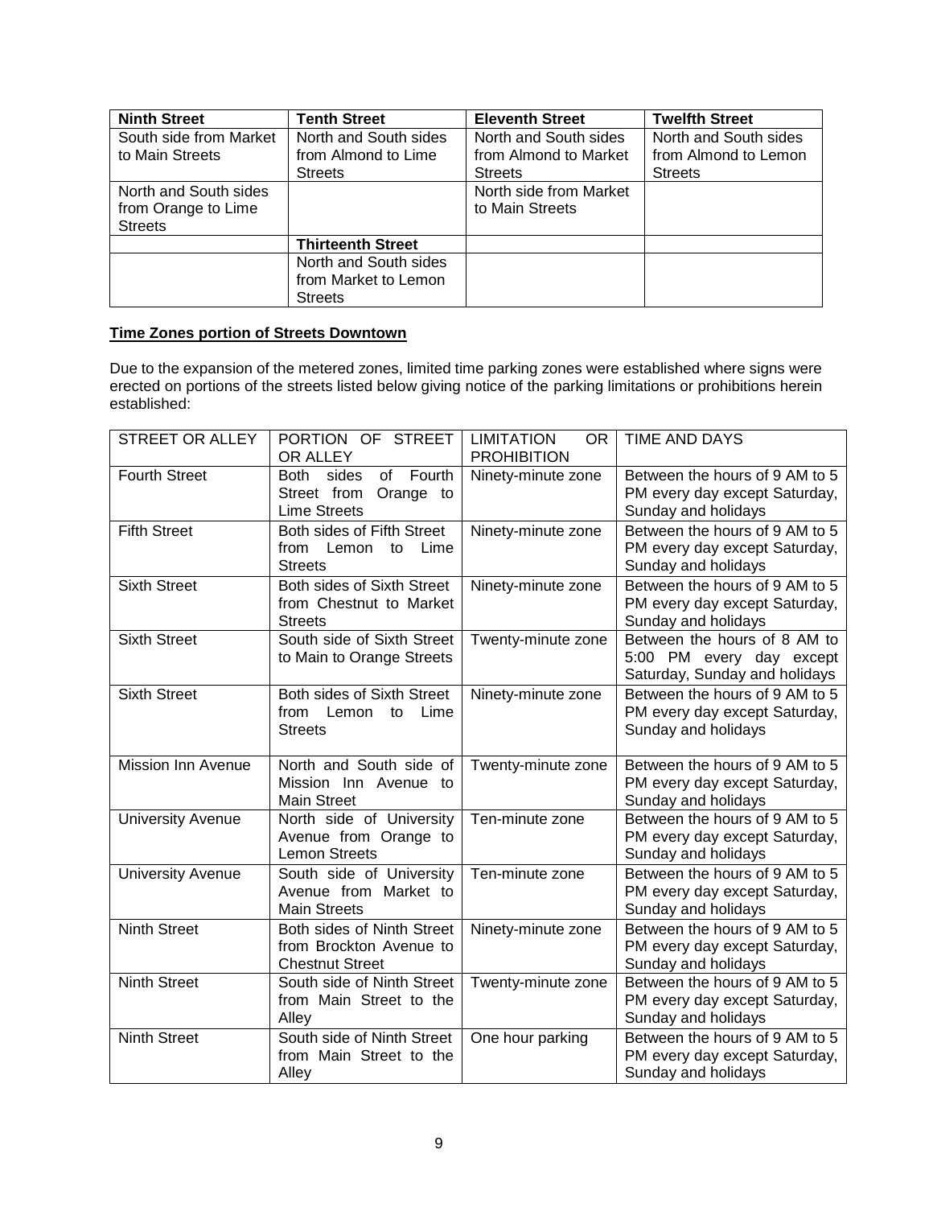| Ninth Street | Tenth Street | Eleventh Street | Twelfth Street |
| --- | --- | --- | --- |
| South side from Market to Main Streets | North and South sides from Almond to Lime Streets | North and South sides from Almond to Market Streets | North and South sides from Almond to Lemon Streets |
| North and South sides from Orange to Lime Streets | | North side from Market to Main Streets | |
| | **Thirteenth Street** | | |
| | North and South sides from Market to Lemon Streets | | |

**Time Zones portion of Streets Downtown**

Due to the expansion of the metered zones, limited time parking zones were established where signs were erected on portions of the streets listed below giving notice of the parking limitations or prohibitions herein established:

| STREET OR ALLEY | PORTION OF STREET OR ALLEY | LIMITATION OR PROHIBITION | TIME AND DAYS |
| --- | --- | --- | --- |
| Fourth Street | Both sides of Fourth Street from Orange to Lime Streets | Ninety-minute zone | Between the hours of 9 AM to 5 PM every day except Saturday, Sunday and holidays |
| Fifth Street | Both sides of Fifth Street from Lemon to Lime Streets | Ninety-minute zone | Between the hours of 9 AM to 5 PM every day except Saturday, Sunday and holidays |
| Sixth Street | Both sides of Sixth Street from Chestnut to Market Streets | Ninety-minute zone | Between the hours of 9 AM to 5 PM every day except Saturday, Sunday and holidays |
| Sixth Street | South side of Sixth Street to Main to Orange Streets | Twenty-minute zone | Between the hours of 8 AM to 5:00 PM every day except Saturday, Sunday and holidays |
| Sixth Street | Both sides of Sixth Street from Lemon to Lime Streets | Ninety-minute zone | Between the hours of 9 AM to 5 PM every day except Saturday, Sunday and holidays |
| Mission Inn Avenue | North and South side of Mission Inn Avenue to Main Street | Twenty-minute zone | Between the hours of 9 AM to 5 PM every day except Saturday, Sunday and holidays |
| University Avenue | North side of University Avenue from Orange to Lemon Streets | Ten-minute zone | Between the hours of 9 AM to 5 PM every day except Saturday, Sunday and holidays |
| University Avenue | South side of University Avenue from Market to Main Streets | Ten-minute zone | Between the hours of 9 AM to 5 PM every day except Saturday, Sunday and holidays |
| Ninth Street | Both sides of Ninth Street from Brockton Avenue to Chestnut Street | Ninety-minute zone | Between the hours of 9 AM to 5 PM every day except Saturday, Sunday and holidays |
| Ninth Street | South side of Ninth Street from Main Street to the Alley | Twenty-minute zone | Between the hours of 9 AM to 5 PM every day except Saturday, Sunday and holidays |
| Ninth Street | South side of Ninth Street from Main Street to the Alley | One hour parking | Between the hours of 9 AM to 5 PM every day except Saturday, Sunday and holidays |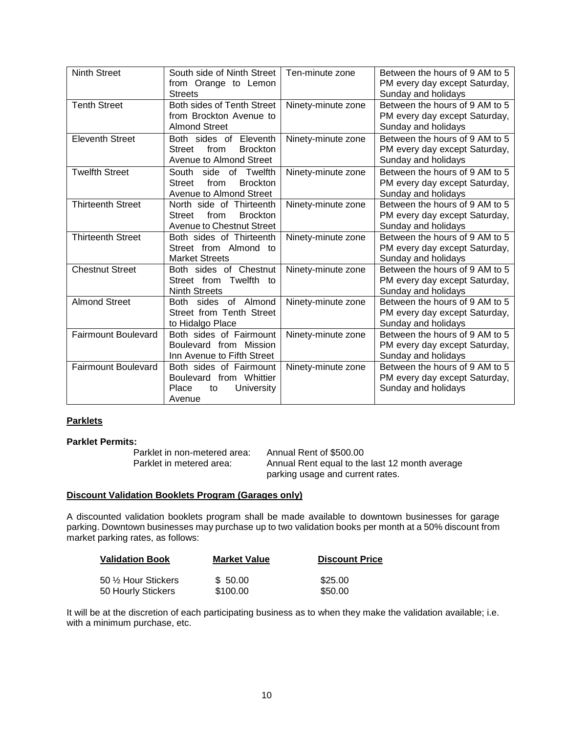| Ninth Street | South side of Ninth Street from Orange to Lemon Streets | Ten-minute zone | Between the hours of 9 AM to 5 PM every day except Saturday, Sunday and holidays |
|---|---|---|---|
| Tenth Street | Both sides of Tenth Street from Brockton Avenue to Almond Street | Ninety-minute zone | Between the hours of 9 AM to 5 PM every day except Saturday, Sunday and holidays |
| Eleventh Street | Both sides of Eleventh Street from Brockton Avenue to Almond Street | Ninety-minute zone | Between the hours of 9 AM to 5 PM every day except Saturday, Sunday and holidays |
| Twelfth Street | South side of Twelfth Street from Brockton Avenue to Almond Street | Ninety-minute zone | Between the hours of 9 AM to 5 PM every day except Saturday, Sunday and holidays |
| Thirteenth Street | North side of Thirteenth Street from Brockton Avenue to Chestnut Street | Ninety-minute zone | Between the hours of 9 AM to 5 PM every day except Saturday, Sunday and holidays |
| Thirteenth Street | Both sides of Thirteenth Street from Almond to Market Streets | Ninety-minute zone | Between the hours of 9 AM to 5 PM every day except Saturday, Sunday and holidays |
| Chestnut Street | Both sides of Chestnut Street from Twelfth to Ninth Streets | Ninety-minute zone | Between the hours of 9 AM to 5 PM every day except Saturday, Sunday and holidays |
| Almond Street | Both sides of Almond Street from Tenth Street to Hidalgo Place | Ninety-minute zone | Between the hours of 9 AM to 5 PM every day except Saturday, Sunday and holidays |
| Fairmount Boulevard | Both sides of Fairmount Boulevard from Mission Inn Avenue to Fifth Street | Ninety-minute zone | Between the hours of 9 AM to 5 PM every day except Saturday, Sunday and holidays |
| Fairmount Boulevard | Both sides of Fairmount Boulevard from Whittier Place to University Avenue | Ninety-minute zone | Between the hours of 9 AM to 5 PM every day except Saturday, Sunday and holidays |

**Parklets**

**Parklet Permits:**

| | |
|---|---|
| Parklet in non-metered area: | Annual Rent of $500.00 |
| Parklet in metered area: | Annual Rent equal to the last 12 month average parking usage and current rates. |

**Discount Validation Booklets Program (Garages only)**

A discounted validation booklets program shall be made available to downtown businesses for garage parking. Downtown businesses may purchase up to two validation books per month at a 50% discount from market parking rates, as follows:

| Validation Book | Market Value | Discount Price |
|---|---|---|
| 50 ½ Hour Stickers | $ 50.00 | $25.00 |
| 50 Hourly Stickers | $100.00 | $50.00 |

It will be at the discretion of each participating business as to when they make the validation available; i.e. with a minimum purchase, etc.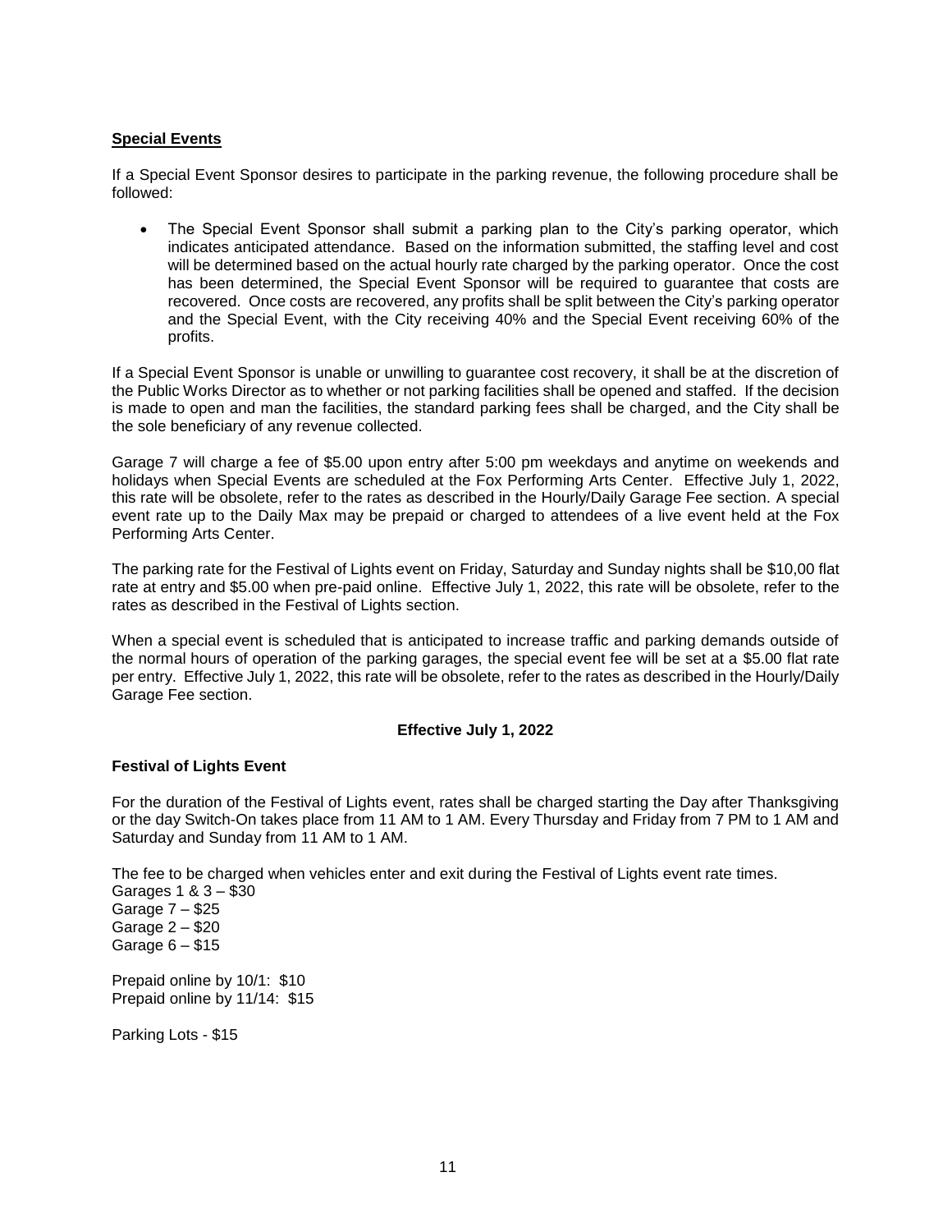## Special Events

If a Special Event Sponsor desires to participate in the parking revenue, the following procedure shall be followed:

- The Special Event Sponsor shall submit a parking plan to the City's parking operator, which indicates anticipated attendance. Based on the information submitted, the staffing level and cost will be determined based on the actual hourly rate charged by the parking operator. Once the cost has been determined, the Special Event Sponsor will be required to guarantee that costs are recovered. Once costs are recovered, any profits shall be split between the City's parking operator and the Special Event, with the City receiving 40% and the Special Event receiving 60% of the profits.

If a Special Event Sponsor is unable or unwilling to guarantee cost recovery, it shall be at the discretion of the Public Works Director as to whether or not parking facilities shall be opened and staffed. If the decision is made to open and man the facilities, the standard parking fees shall be charged, and the City shall be the sole beneficiary of any revenue collected.

Garage 7 will charge a fee of $5.00 upon entry after 5:00 pm weekdays and anytime on weekends and holidays when Special Events are scheduled at the Fox Performing Arts Center. Effective July 1, 2022, this rate will be obsolete, refer to the rates as described in the Hourly/Daily Garage Fee section. A special event rate up to the Daily Max may be prepaid or charged to attendees of a live event held at the Fox Performing Arts Center.

The parking rate for the Festival of Lights event on Friday, Saturday and Sunday nights shall be $10,00 flat rate at entry and $5.00 when pre-paid online. Effective July 1, 2022, this rate will be obsolete, refer to the rates as described in the Festival of Lights section.

When a special event is scheduled that is anticipated to increase traffic and parking demands outside of the normal hours of operation of the parking garages, the special event fee will be set at a $5.00 flat rate per entry. Effective July 1, 2022, this rate will be obsolete, refer to the rates as described in the Hourly/Daily Garage Fee section.

**Effective July 1, 2022**

### Festival of Lights Event

For the duration of the Festival of Lights event, rates shall be charged starting the Day after Thanksgiving or the day Switch-On takes place from 11 AM to 1 AM. Every Thursday and Friday from 7 PM to 1 AM and Saturday and Sunday from 11 AM to 1 AM.

The fee to be charged when vehicles enter and exit during the Festival of Lights event rate times.
Garages 1 & 3 – $30
Garage 7 – $25
Garage 2 – $20
Garage 6 – $15

Prepaid online by 10/1: $10
Prepaid online by 11/14: $15

Parking Lots - $15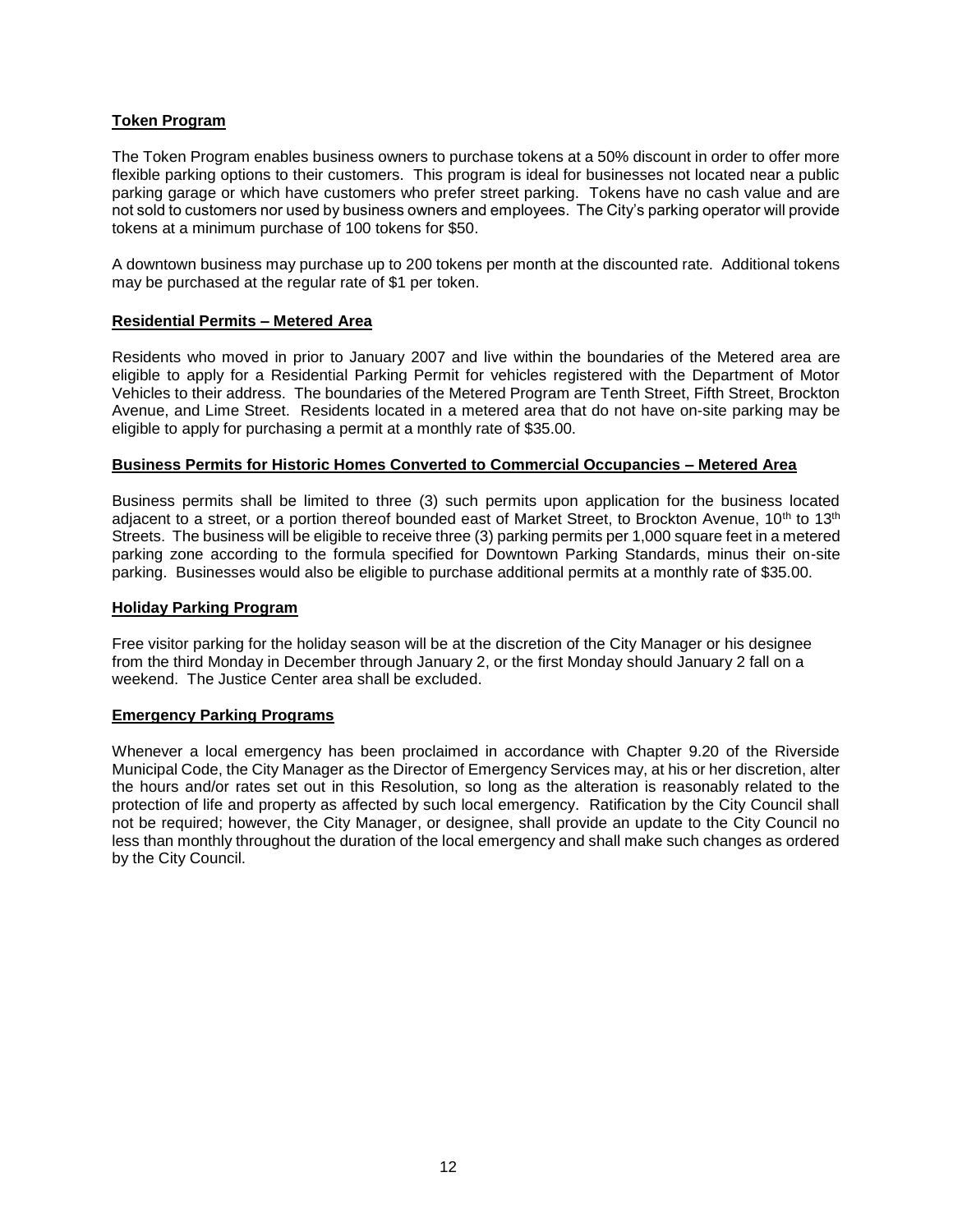**Token Program**

The Token Program enables business owners to purchase tokens at a 50% discount in order to offer more flexible parking options to their customers. This program is ideal for businesses not located near a public parking garage or which have customers who prefer street parking. Tokens have no cash value and are not sold to customers nor used by business owners and employees. The City's parking operator will provide tokens at a minimum purchase of 100 tokens for $50.

A downtown business may purchase up to 200 tokens per month at the discounted rate. Additional tokens may be purchased at the regular rate of $1 per token.

**Residential Permits – Metered Area**

Residents who moved in prior to January 2007 and live within the boundaries of the Metered area are eligible to apply for a Residential Parking Permit for vehicles registered with the Department of Motor Vehicles to their address. The boundaries of the Metered Program are Tenth Street, Fifth Street, Brockton Avenue, and Lime Street. Residents located in a metered area that do not have on-site parking may be eligible to apply for purchasing a permit at a monthly rate of $35.00.

**Business Permits for Historic Homes Converted to Commercial Occupancies – Metered Area**

Business permits shall be limited to three (3) such permits upon application for the business located adjacent to a street, or a portion thereof bounded east of Market Street, to Brockton Avenue, 10th to 13th Streets. The business will be eligible to receive three (3) parking permits per 1,000 square feet in a metered parking zone according to the formula specified for Downtown Parking Standards, minus their on-site parking. Businesses would also be eligible to purchase additional permits at a monthly rate of $35.00.

**Holiday Parking Program**

Free visitor parking for the holiday season will be at the discretion of the City Manager or his designee from the third Monday in December through January 2, or the first Monday should January 2 fall on a weekend. The Justice Center area shall be excluded.

**Emergency Parking Programs**

Whenever a local emergency has been proclaimed in accordance with Chapter 9.20 of the Riverside Municipal Code, the City Manager as the Director of Emergency Services may, at his or her discretion, alter the hours and/or rates set out in this Resolution, so long as the alteration is reasonably related to the protection of life and property as affected by such local emergency. Ratification by the City Council shall not be required; however, the City Manager, or designee, shall provide an update to the City Council no less than monthly throughout the duration of the local emergency and shall make such changes as ordered by the City Council.